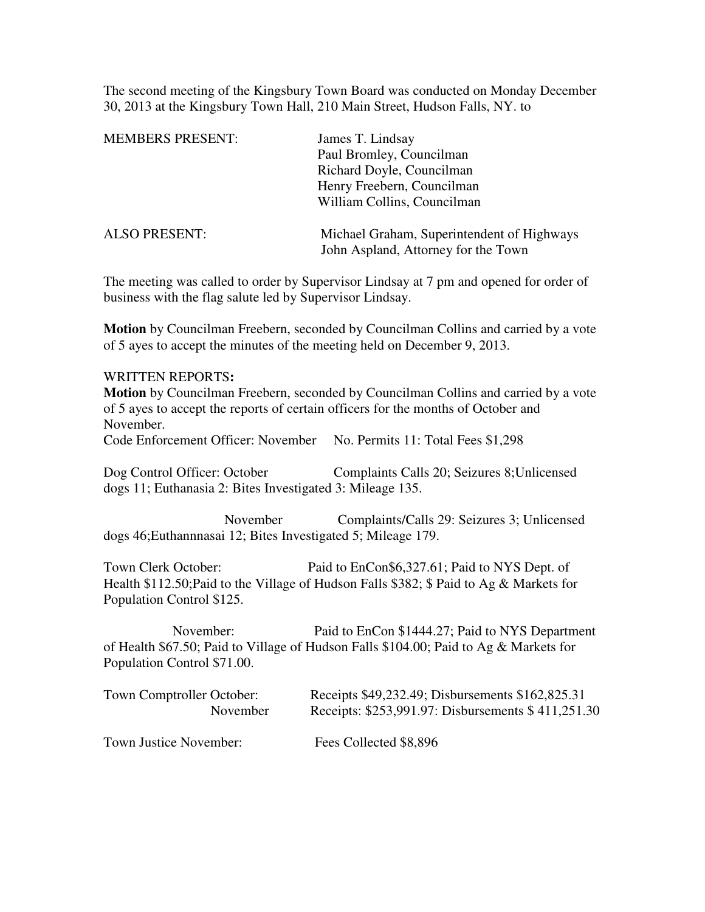The second meeting of the Kingsbury Town Board was conducted on Monday December 30, 2013 at the Kingsbury Town Hall, 210 Main Street, Hudson Falls, NY. to

MEMBERS PRESENT: James T. Lindsay
Paul Bromley, Councilman
Richard Doyle, Councilman
Henry Freebern, Councilman
William Collins, Councilman

ALSO PRESENT: Michael Graham, Superintendent of Highways
John Aspland, Attorney for the Town

The meeting was called to order by Supervisor Lindsay at 7 pm and opened for order of business with the flag salute led by Supervisor Lindsay.

**Motion** by Councilman Freebern, seconded by Councilman Collins and carried by a vote of 5 ayes to accept the minutes of the meeting held on December 9, 2013.

WRITTEN REPORTS**:**
**Motion** by Councilman Freebern, seconded by Councilman Collins and carried by a vote of 5 ayes to accept the reports of certain officers for the months of October and November.
Code Enforcement Officer: November No. Permits 11: Total Fees $1,298

Dog Control Officer: October Complaints Calls 20; Seizures 8;Unlicensed dogs 11; Euthanasia 2: Bites Investigated 3: Mileage 135.

November Complaints/Calls 29: Seizures 3; Unlicensed dogs 46;Euthannnasai 12; Bites Investigated 5; Mileage 179.

Town Clerk October: Paid to EnCon$6,327.61; Paid to NYS Dept. of Health $112.50;Paid to the Village of Hudson Falls $382; $ Paid to Ag & Markets for Population Control $125.

November: Paid to EnCon $1444.27; Paid to NYS Department of Health $67.50; Paid to Village of Hudson Falls $104.00; Paid to Ag & Markets for Population Control $71.00.

Town Comptroller October: Receipts $49,232.49; Disbursements $162,825.31
November Receipts: $253,991.97: Disbursements $ 411,251.30

Town Justice November: Fees Collected $8,896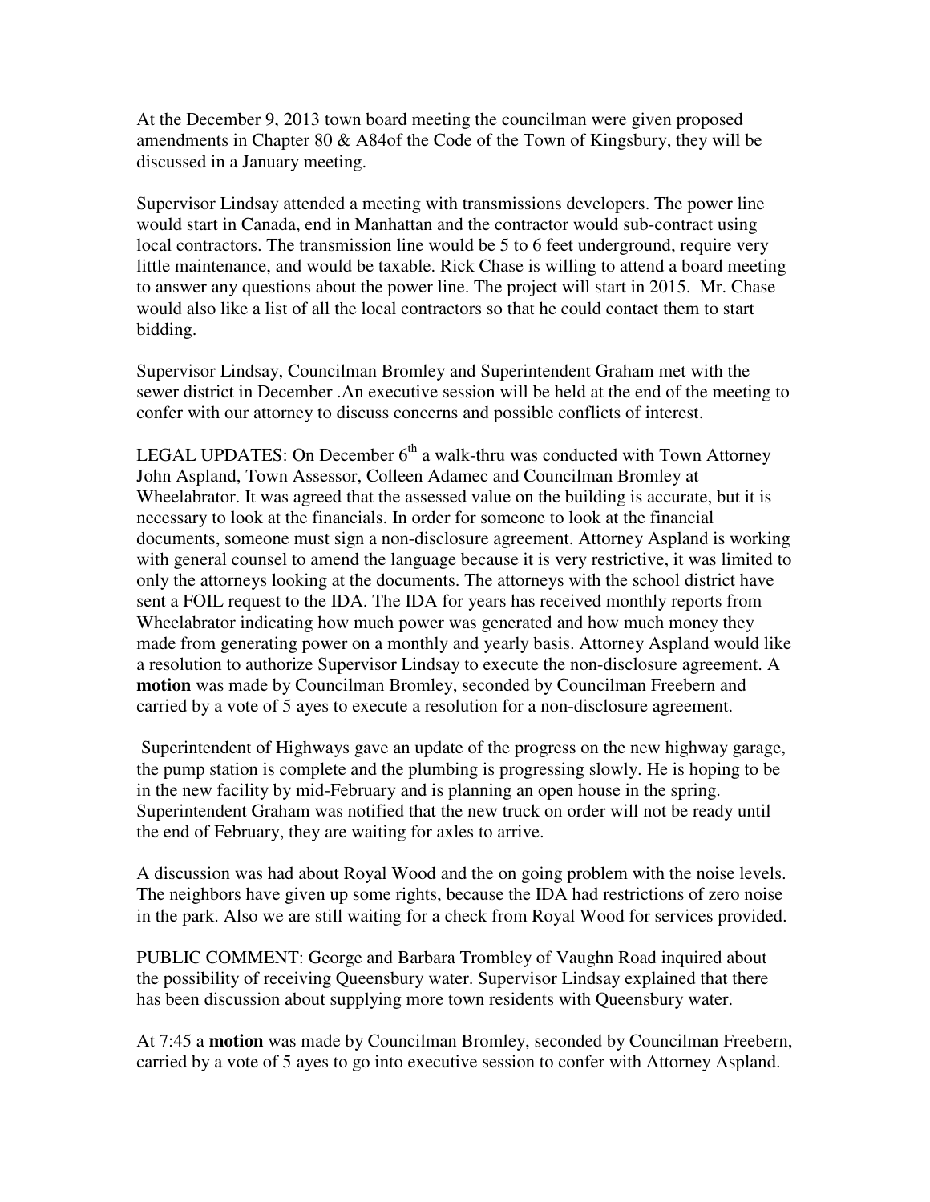At the December 9, 2013 town board meeting the councilman were given proposed amendments in Chapter 80 & A84of the Code of the Town of Kingsbury, they will be discussed in a January meeting.

Supervisor Lindsay attended a meeting with transmissions developers. The power line would start in Canada, end in Manhattan and the contractor would sub-contract using local contractors. The transmission line would be 5 to 6 feet underground, require very little maintenance, and would be taxable. Rick Chase is willing to attend a board meeting to answer any questions about the power line. The project will start in 2015. Mr. Chase would also like a list of all the local contractors so that he could contact them to start bidding.

Supervisor Lindsay, Councilman Bromley and Superintendent Graham met with the sewer district in December .An executive session will be held at the end of the meeting to confer with our attorney to discuss concerns and possible conflicts of interest.

LEGAL UPDATES: On December 6th a walk-thru was conducted with Town Attorney John Aspland, Town Assessor, Colleen Adamec and Councilman Bromley at Wheelabrator. It was agreed that the assessed value on the building is accurate, but it is necessary to look at the financials. In order for someone to look at the financial documents, someone must sign a non-disclosure agreement. Attorney Aspland is working with general counsel to amend the language because it is very restrictive, it was limited to only the attorneys looking at the documents. The attorneys with the school district have sent a FOIL request to the IDA. The IDA for years has received monthly reports from Wheelabrator indicating how much power was generated and how much money they made from generating power on a monthly and yearly basis. Attorney Aspland would like a resolution to authorize Supervisor Lindsay to execute the non-disclosure agreement. A **motion** was made by Councilman Bromley, seconded by Councilman Freebern and carried by a vote of 5 ayes to execute a resolution for a non-disclosure agreement.

Superintendent of Highways gave an update of the progress on the new highway garage, the pump station is complete and the plumbing is progressing slowly. He is hoping to be in the new facility by mid-February and is planning an open house in the spring. Superintendent Graham was notified that the new truck on order will not be ready until the end of February, they are waiting for axles to arrive.

A discussion was had about Royal Wood and the on going problem with the noise levels. The neighbors have given up some rights, because the IDA had restrictions of zero noise in the park. Also we are still waiting for a check from Royal Wood for services provided.

PUBLIC COMMENT: George and Barbara Trombley of Vaughn Road inquired about the possibility of receiving Queensbury water. Supervisor Lindsay explained that there has been discussion about supplying more town residents with Queensbury water.

At 7:45 a **motion** was made by Councilman Bromley, seconded by Councilman Freebern, carried by a vote of 5 ayes to go into executive session to confer with Attorney Aspland.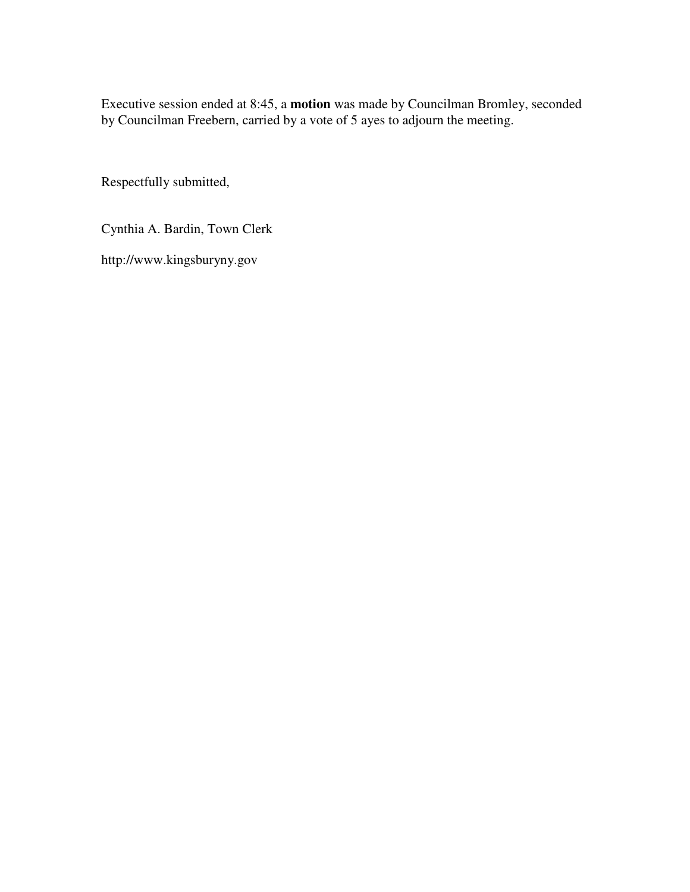Executive session ended at 8:45, a **motion** was made by Councilman Bromley, seconded by Councilman Freebern, carried by a vote of 5 ayes to adjourn the meeting.

Respectfully submitted,

Cynthia A. Bardin, Town Clerk

http://www.kingsburyny.gov